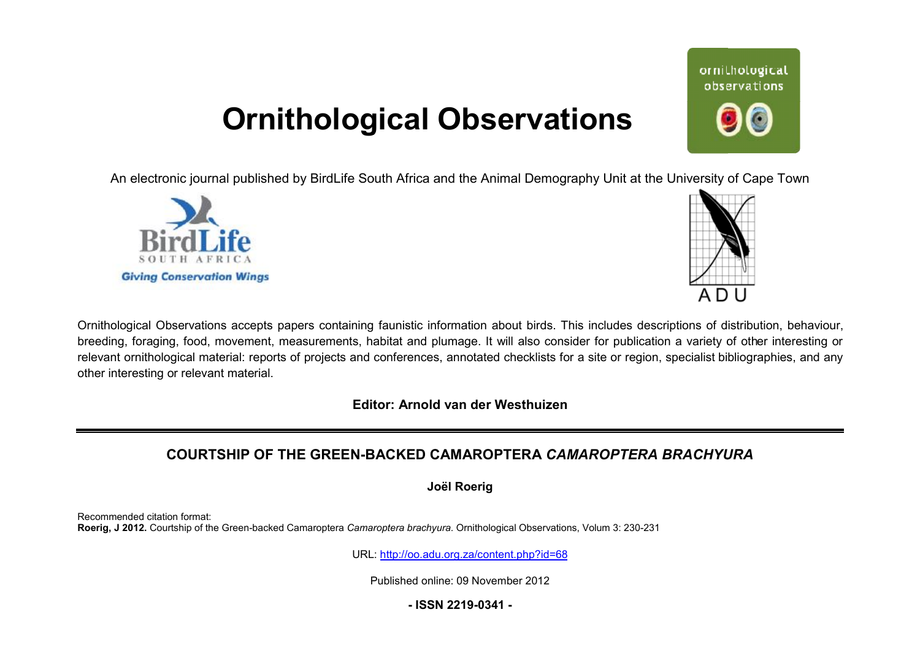# Ornithological Observations

An electronic journal published by BirdLife South Africa and the Animal Demography Unit at the University of Cape Town

Ornithological Observations accepts papers containing faunistic information about birds. This includes descriptions of distribution, behaviour, breeding, foraging, food, movement, measurements, habitat and plumage. It will also consider for publication a variety of other interesting or relevant ornithological material: reports of projects and conferences, annotated checklists for a site or region, specialist bibliographies, and any other interesting or relevant material.

**Editor: Arnold van der Westhuizen**

---

## COURTSHIP OF THE GREEN-BACKED CAMAROPTERA *CAMAROPTERA BRACHYURA*

**Joël Roerig**

Recommended citation format:
**Roerig, J 2012.** Courtship of the Green-backed Camaroptera *Camaroptera brachyura*. Ornithological Observations, Volum 3: 230-231

URL: http://oo.adu.org.za/content.php?id=68

Published online: 09 November 2012

**- ISSN 2219-0341 -**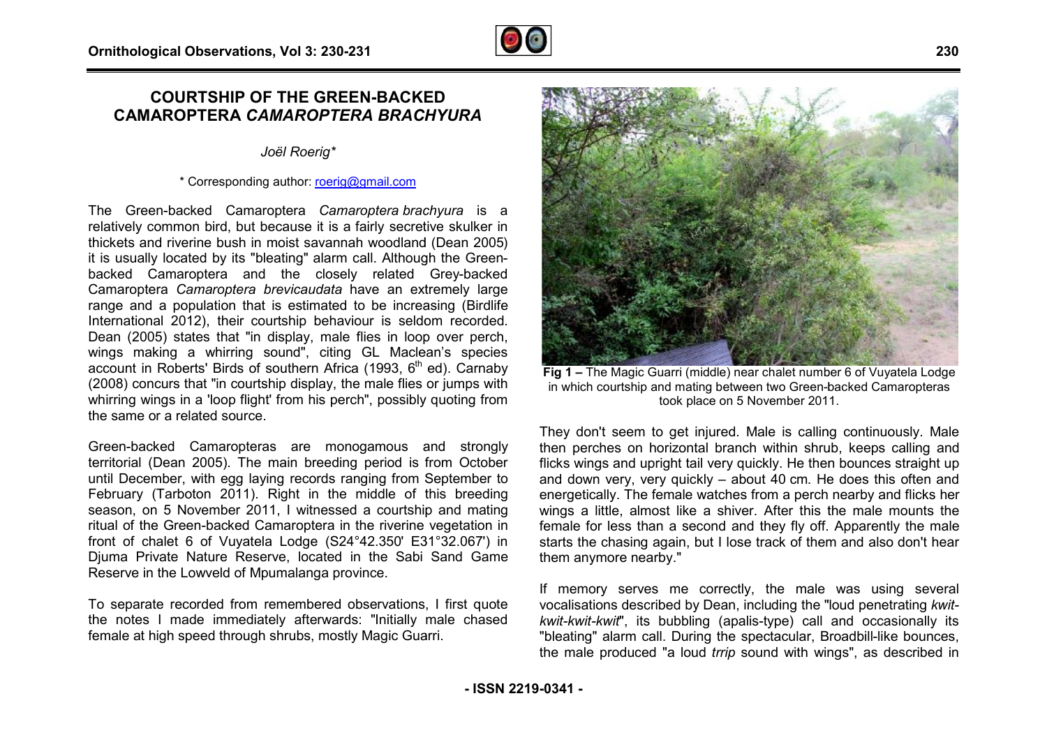# COURTSHIP OF THE GREEN-BACKED CAMAROPTERA *CAMAROPTERA BRACHYURA*

*Joël Roerig**

\* Corresponding author: roerig@gmail.com

The Green-backed Camaroptera *Camaroptera brachyura* is a relatively common bird, but because it is a fairly secretive skulker in thickets and riverine bush in moist savannah woodland (Dean 2005) it is usually located by its "bleating" alarm call. Although the Green-backed Camaroptera and the closely related Grey-backed Camaroptera *Camaroptera brevicaudata* have an extremely large range and a population that is estimated to be increasing (Birdlife International 2012), their courtship behaviour is seldom recorded. Dean (2005) states that "in display, male flies in loop over perch, wings making a whirring sound", citing GL Maclean's species account in Roberts' Birds of southern Africa (1993, 6th ed). Carnaby (2008) concurs that "in courtship display, the male flies or jumps with whirring wings in a 'loop flight' from his perch", possibly quoting from the same or a related source.

Green-backed Camaropteras are monogamous and strongly territorial (Dean 2005). The main breeding period is from October until December, with egg laying records ranging from September to February (Tarboton 2011). Right in the middle of this breeding season, on 5 November 2011, I witnessed a courtship and mating ritual of the Green-backed Camaroptera in the riverine vegetation in front of chalet 6 of Vuyatela Lodge (S24°42.350' E31°32.067') in Djuma Private Nature Reserve, located in the Sabi Sand Game Reserve in the Lowveld of Mpumalanga province.

To separate recorded from remembered observations, I first quote the notes I made immediately afterwards: "Initially male chased female at high speed through shrubs, mostly Magic Guarri.

**Fig 1 –** The Magic Guarri (middle) near chalet number 6 of Vuyatela Lodge in which courtship and mating between two Green-backed Camaropteras took place on 5 November 2011.

They don't seem to get injured. Male is calling continuously. Male then perches on horizontal branch within shrub, keeps calling and flicks wings and upright tail very quickly. He then bounces straight up and down very, very quickly – about 40 cm. He does this often and energetically. The female watches from a perch nearby and flicks her wings a little, almost like a shiver. After this the male mounts the female for less than a second and they fly off. Apparently the male starts the chasing again, but I lose track of them and also don't hear them anymore nearby."

If memory serves me correctly, the male was using several vocalisations described by Dean, including the "loud penetrating *kwit-kwit-kwit-kwit*", its bubbling (apalis-type) call and occasionally its "bleating" alarm call. During the spectacular, Broadbill-like bounces, the male produced "a loud *trrip* sound with wings", as described in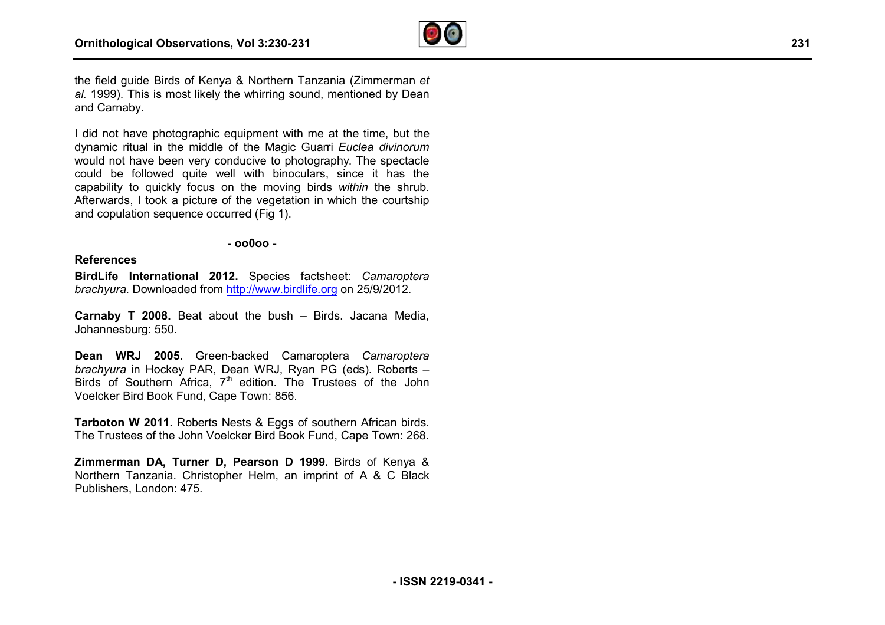the field guide Birds of Kenya & Northern Tanzania (Zimmerman *et al.* 1999). This is most likely the whirring sound, mentioned by Dean and Carnaby.

I did not have photographic equipment with me at the time, but the dynamic ritual in the middle of the Magic Guarri *Euclea divinorum* would not have been very conducive to photography. The spectacle could be followed quite well with binoculars, since it has the capability to quickly focus on the moving birds *within* the shrub. Afterwards, I took a picture of the vegetation in which the courtship and copulation sequence occurred (Fig 1).

**- oo0oo -**

## References

**BirdLife International 2012.** Species factsheet: *Camaroptera brachyura*. Downloaded from http://www.birdlife.org on 25/9/2012.

**Carnaby T 2008.** Beat about the bush – Birds. Jacana Media, Johannesburg: 550.

**Dean WRJ 2005.** Green-backed Camaroptera *Camaroptera brachyura* in Hockey PAR, Dean WRJ, Ryan PG (eds). Roberts – Birds of Southern Africa, 7th edition. The Trustees of the John Voelcker Bird Book Fund, Cape Town: 856.

**Tarboton W 2011.** Roberts Nests & Eggs of southern African birds. The Trustees of the John Voelcker Bird Book Fund, Cape Town: 268.

**Zimmerman DA, Turner D, Pearson D 1999.** Birds of Kenya & Northern Tanzania. Christopher Helm, an imprint of A & C Black Publishers, London: 475.